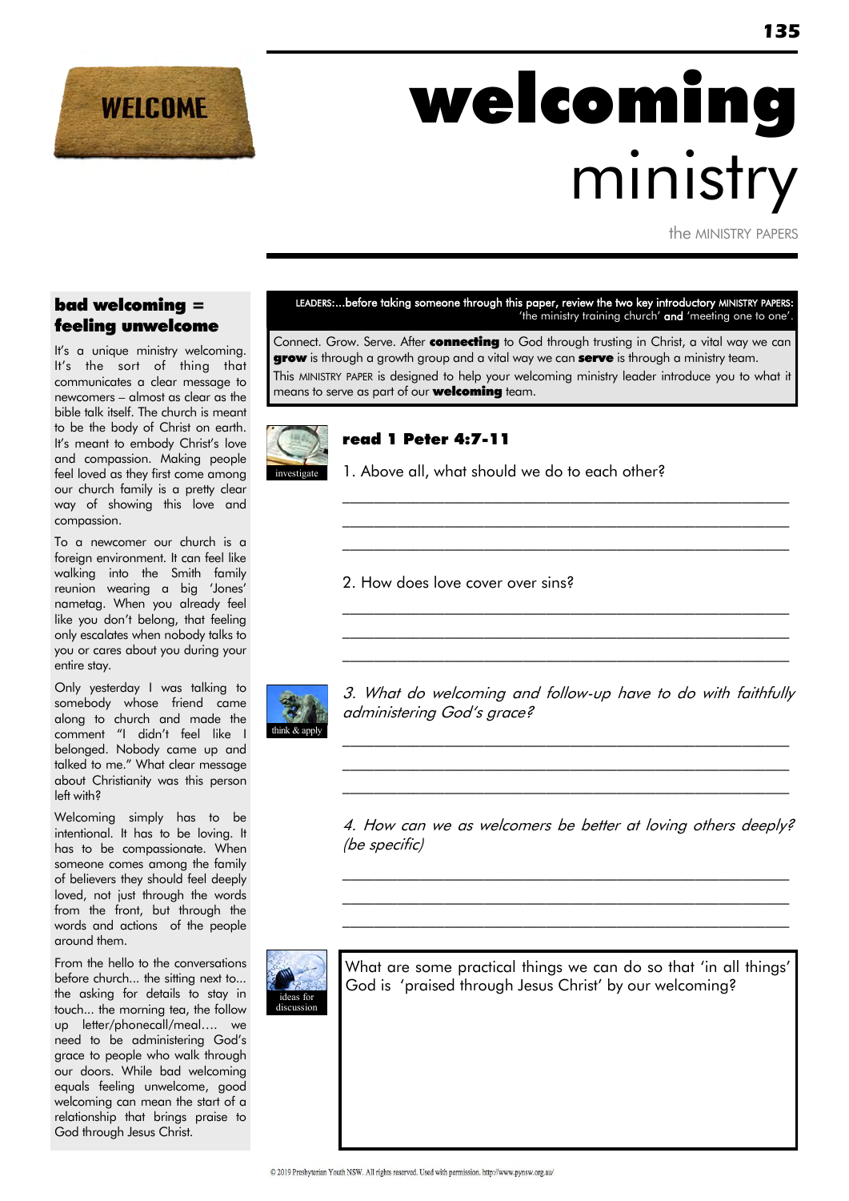# welcoming ministry

the MINISTRY PAPERS

## bad welcoming = feeling unwelcome

It's a unique ministry welcoming. It's the sort of thing that communicates a clear message to newcomers – almost as clear as the bible talk itself. The church is meant to be the body of Christ on earth. It's meant to embody Christ's love and compassion. Making people feel loved as they first come among our church family is a pretty clear way of showing this love and compassion.

To a newcomer our church is a foreign environment. It can feel like walking into the Smith family reunion wearing a big 'Jones' nametag. When you already feel like you don't belong, that feeling only escalates when nobody talks to you or cares about you during your entire stay.

Only yesterday I was talking to somebody whose friend came along to church and made the comment "I didn't feel like I belonged. Nobody came up and talked to me." What clear message about Christianity was this person left with?

Welcoming simply has to be intentional. It has to be loving. It has to be compassionate. When someone comes among the family of believers they should feel deeply loved, not just through the words from the front, but through the words and actions of the people around them.

From the hello to the conversations before church... the sitting next to... the asking for details to stay in touch... the morning tea, the follow up letter/phonecall/meal…. we need to be administering God's grace to people who walk through our doors. While bad welcoming equals feeling unwelcome, good welcoming can mean the start of a relationship that brings praise to God through Jesus Christ.

LEADERS:...before taking someone through this paper, review the two key introductory MINISTRY PAPERS: 'the ministry training church' **and** 'meeting one to one'.

Connect. Grow. Serve. After **connecting** to God through trusting in Christ, a vital way we can **grow** is through a growth group and a vital way we can **serve** is through a ministry team.

This MINISTRY PAPER is designed to help your welcoming ministry leader introduce you to what it means to serve as part of our **welcoming** team.

investigate

## read 1 Peter 4:7-11

1. Above all, what should we do to each other?

______________________________________________

______________________________________________

______________________________________________

2. How does love cover over sins?

______________________________________________

______________________________________________

______________________________________________

think & apply

*3. What do welcoming and follow-up have to do with faithfully administering God's grace?*

______________________________________________

______________________________________________

______________________________________________

*4. How can we as welcomers be better at loving others deeply? (be specific)*

______________________________________________

______________________________________________

______________________________________________

ideas for discussion

What are some practical things we can do so that 'in all things' God is 'praised through Jesus Christ' by our welcoming?

© 2019 Presbyterian Youth NSW. All rights reserved. Used with permission. http://www.pynsw.org.au/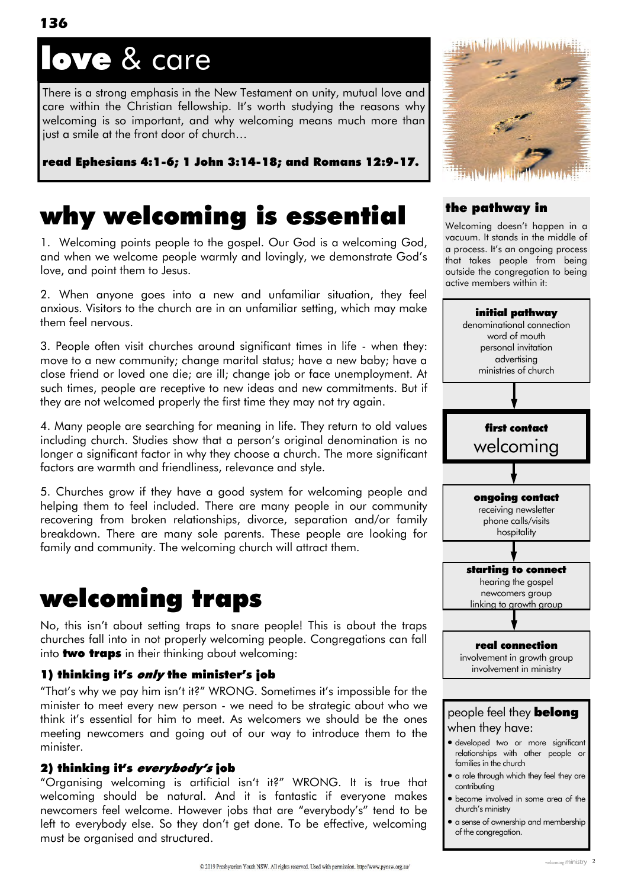# **love** & care

There is a strong emphasis in the New Testament on unity, mutual love and care within the Christian fellowship. It's worth studying the reasons why welcoming is so important, and why welcoming means much more than just a smile at the front door of church…

**read Ephesians 4:1-6; 1 John 3:14-18; and Romans 12:9-17.**

## why welcoming is essential

1. Welcoming points people to the gospel. Our God is a welcoming God, and when we welcome people warmly and lovingly, we demonstrate God's love, and point them to Jesus.

2. When anyone goes into a new and unfamiliar situation, they feel anxious. Visitors to the church are in an unfamiliar setting, which may make them feel nervous.

3. People often visit churches around significant times in life - when they: move to a new community; change marital status; have a new baby; have a close friend or loved one die; are ill; change job or face unemployment. At such times, people are receptive to new ideas and new commitments. But if they are not welcomed properly the first time they may not try again.

4. Many people are searching for meaning in life. They return to old values including church. Studies show that a person's original denomination is no longer a significant factor in why they choose a church. The more significant factors are warmth and friendliness, relevance and style.

5. Churches grow if they have a good system for welcoming people and helping them to feel included. There are many people in our community recovering from broken relationships, divorce, separation and/or family breakdown. There are many sole parents. These people are looking for family and community. The welcoming church will attract them.

## welcoming traps

No, this isn't about setting traps to snare people! This is about the traps churches fall into in not properly welcoming people. Congregations can fall into **two traps** in their thinking about welcoming:

### 1) thinking it's *only* the minister's job

"That's why we pay him isn't it?" WRONG. Sometimes it's impossible for the minister to meet every new person - we need to be strategic about who we think it's essential for him to meet. As welcomers we should be the ones meeting newcomers and going out of our way to introduce them to the minister.

### 2) thinking it's *everybody's* job

"Organising welcoming is artificial isn't it?" WRONG. It is true that welcoming should be natural. And it is fantastic if everyone makes newcomers feel welcome. However jobs that are "everybody's" tend to be left to everybody else. So they don't get done. To be effective, welcoming must be organised and structured.

### the pathway in

Welcoming doesn't happen in a vacuum. It stands in the middle of a process. It's an ongoing process that takes people from being outside the congregation to being active members within it:

**initial pathway**
denominational connection
word of mouth
personal invitation
advertising
ministries of church

↓

**first contact**
welcoming

↓

**ongoing contact**
receiving newsletter
phone calls/visits
hospitality

↓

**starting to connect**
hearing the gospel
newcomers group
linking to growth group

↓

**real connection**
involvement in growth group
involvement in ministry

### people feel they **belong** when they have:

- developed two or more significant relationships with other people or families in the church
- a role through which they feel they are contributing
- become involved in some area of the church's ministry
- a sense of ownership and membership of the congregation.

© 2019 Presbyterian Youth NSW. All rights reserved. Used with permission. http://www.pynsw.org.au/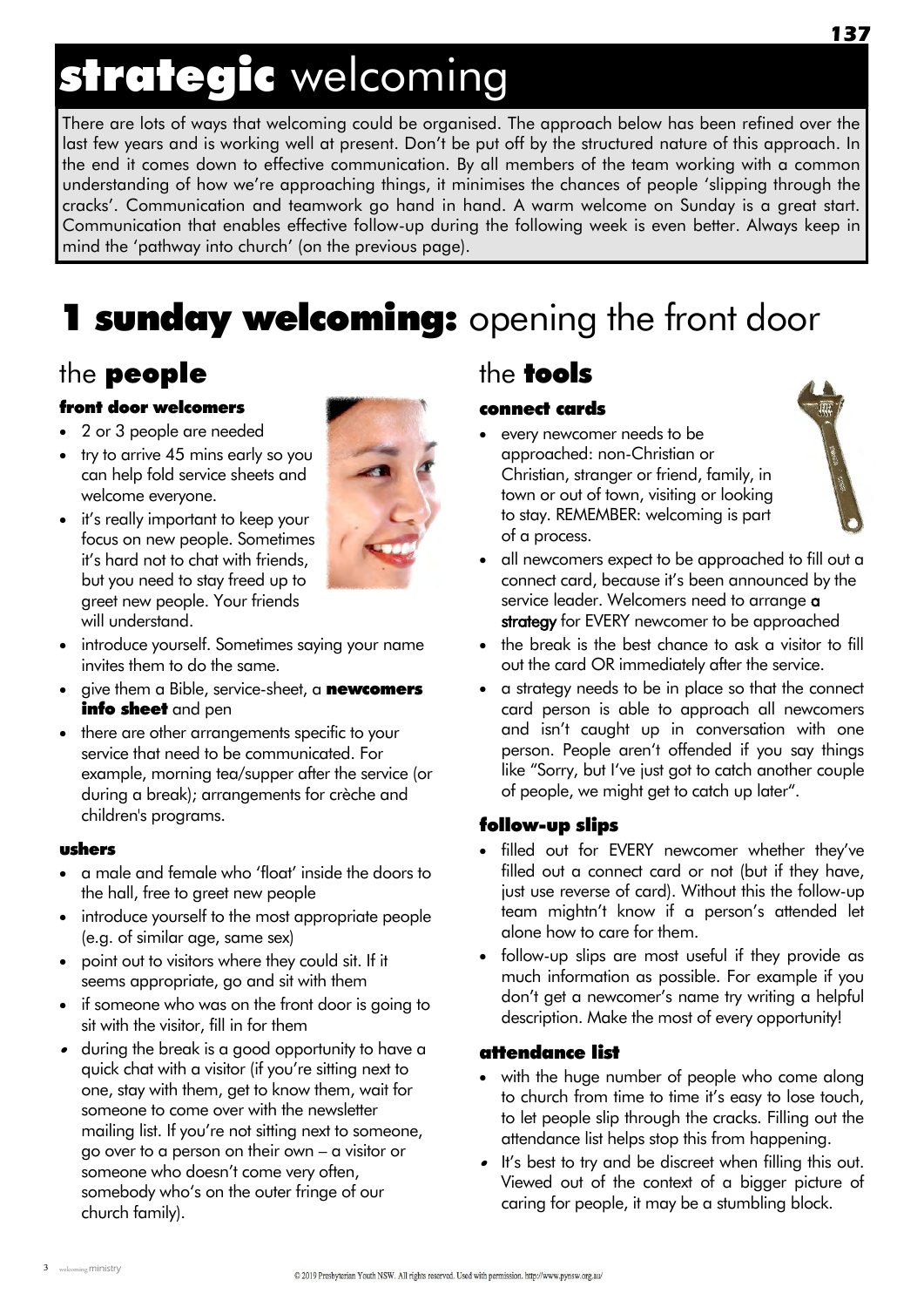# **strategic** welcoming

There are lots of ways that welcoming could be organised. The approach below has been refined over the last few years and is working well at present. Don't be put off by the structured nature of this approach. In the end it comes down to effective communication. By all members of the team working with a common understanding of how we're approaching things, it minimises the chances of people 'slipping through the cracks'. Communication and teamwork go hand in hand. A warm welcome on Sunday is a great start. Communication that enables effective follow-up during the following week is even better. Always keep in mind the 'pathway into church' (on the previous page).

# **1 sunday welcoming:** opening the front door

## the **people**

### front door welcomers

- 2 or 3 people are needed
- try to arrive 45 mins early so you can help fold service sheets and welcome everyone.
- it's really important to keep your focus on new people. Sometimes it's hard not to chat with friends, but you need to stay freed up to greet new people. Your friends will understand.
- introduce yourself. Sometimes saying your name invites them to do the same.
- give them a Bible, service-sheet, a **newcomers info sheet** and pen
- there are other arrangements specific to your service that need to be communicated. For example, morning tea/supper after the service (or during a break); arrangements for crèche and children's programs.

### ushers

- a male and female who 'float' inside the doors to the hall, free to greet new people
- introduce yourself to the most appropriate people (e.g. of similar age, same sex)
- point out to visitors where they could sit. If it seems appropriate, go and sit with them
- if someone who was on the front door is going to sit with the visitor, fill in for them
- during the break is a good opportunity to have a quick chat with a visitor (if you're sitting next to one, stay with them, get to know them, wait for someone to come over with the newsletter mailing list. If you're not sitting next to someone, go over to a person on their own – a visitor or someone who doesn't come very often, somebody who's on the outer fringe of our church family).

## the **tools**

### connect cards

- every newcomer needs to be approached: non-Christian or Christian, stranger or friend, family, in town or out of town, visiting or looking to stay. REMEMBER: welcoming is part of a process.
- all newcomers expect to be approached to fill out a connect card, because it's been announced by the service leader. Welcomers need to arrange **a strategy** for EVERY newcomer to be approached
- the break is the best chance to ask a visitor to fill out the card OR immediately after the service.
- a strategy needs to be in place so that the connect card person is able to approach all newcomers and isn't caught up in conversation with one person. People aren't offended if you say things like "Sorry, but I've just got to catch another couple of people, we might get to catch up later".

### follow-up slips

- filled out for EVERY newcomer whether they've filled out a connect card or not (but if they have, just use reverse of card). Without this the follow-up team mightn't know if a person's attended let alone how to care for them.
- follow-up slips are most useful if they provide as much information as possible. For example if you don't get a newcomer's name try writing a helpful description. Make the most of every opportunity!

### attendance list

- with the huge number of people who come along to church from time to time it's easy to lose touch, to let people slip through the cracks. Filling out the attendance list helps stop this from happening.
- It's best to try and be discreet when filling this out. Viewed out of the context of a bigger picture of caring for people, it may be a stumbling block.

© 2019 Presbyterian Youth NSW. All rights reserved. Used with permission. http://www.pynsw.org.au/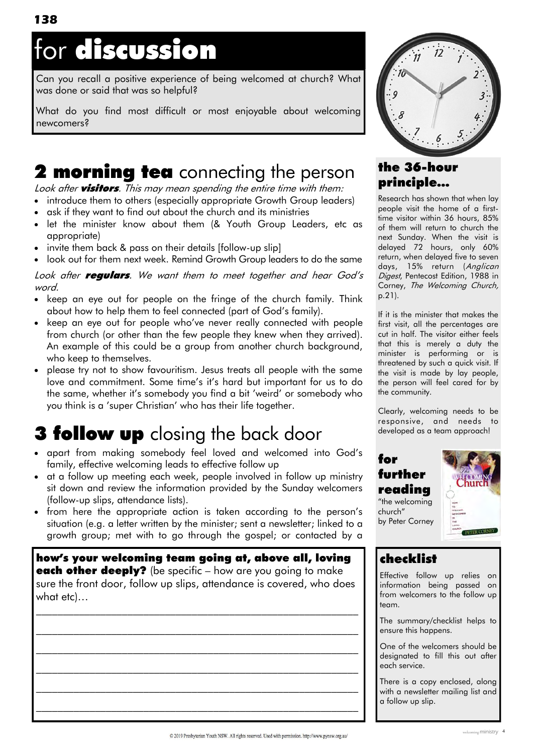# for **discussion**

Can you recall a positive experience of being welcomed at church? What was done or said that was so helpful?

What do you find most difficult or most enjoyable about welcoming newcomers?

## **2 morning tea** connecting the person

*Look after **visitors**. This may mean spending the entire time with them:*

- introduce them to others (especially appropriate Growth Group leaders)
- ask if they want to find out about the church and its ministries
- let the minister know about them (& Youth Group Leaders, etc as appropriate)
- invite them back & pass on their details [follow-up slip]
- look out for them next week. Remind Growth Group leaders to do the same

*Look after **regulars**. We want them to meet together and hear God's word.*

- keep an eye out for people on the fringe of the church family. Think about how to help them to feel connected (part of God's family).
- keep an eye out for people who've never really connected with people from church (or other than the few people they knew when they arrived). An example of this could be a group from another church background, who keep to themselves.
- please try not to show favouritism. Jesus treats all people with the same love and commitment. Some time's it's hard but important for us to do the same, whether it's somebody you find a bit 'weird' or somebody who you think is a 'super Christian' who has their life together.

## **3 follow up** closing the back door

- apart from making somebody feel loved and welcomed into God's family, effective welcoming leads to effective follow up
- at a follow up meeting each week, people involved in follow up ministry sit down and review the information provided by the Sunday welcomers (follow-up slips, attendance lists).
- from here the appropriate action is taken according to the person's situation (e.g. a letter written by the minister; sent a newsletter; linked to a growth group; met with to go through the gospel; or contacted by a

**how's your welcoming team going at, above all, loving each other deeply?** (be specific – how are you going to make sure the front door, follow up slips, attendance is covered, who does what etc)…

\_\_\_\_\_\_\_\_\_\_\_\_\_\_\_\_\_\_\_\_\_\_\_\_\_\_\_\_\_\_\_\_\_\_\_\_\_\_\_\_\_\_\_\_\_\_\_\_\_\_\_\_\_\_\_\_

\_\_\_\_\_\_\_\_\_\_\_\_\_\_\_\_\_\_\_\_\_\_\_\_\_\_\_\_\_\_\_\_\_\_\_\_\_\_\_\_\_\_\_\_\_\_\_\_\_\_\_\_\_\_\_\_

\_\_\_\_\_\_\_\_\_\_\_\_\_\_\_\_\_\_\_\_\_\_\_\_\_\_\_\_\_\_\_\_\_\_\_\_\_\_\_\_\_\_\_\_\_\_\_\_\_\_\_\_\_\_\_\_

\_\_\_\_\_\_\_\_\_\_\_\_\_\_\_\_\_\_\_\_\_\_\_\_\_\_\_\_\_\_\_\_\_\_\_\_\_\_\_\_\_\_\_\_\_\_\_\_\_\_\_\_\_\_\_\_

\_\_\_\_\_\_\_\_\_\_\_\_\_\_\_\_\_\_\_\_\_\_\_\_\_\_\_\_\_\_\_\_\_\_\_\_\_\_\_\_\_\_\_\_\_\_\_\_\_\_\_\_\_\_\_\_

\_\_\_\_\_\_\_\_\_\_\_\_\_\_\_\_\_\_\_\_\_\_\_\_\_\_\_\_\_\_\_\_\_\_\_\_\_\_\_\_\_\_\_\_\_\_\_\_\_\_\_\_\_\_\_\_

### **the 36-hour principle...**

Research has shown that when lay people visit the home of a first-time visitor within 36 hours, 85% of them will return to church the next Sunday. When the visit is delayed 72 hours, only 60% return, when delayed five to seven days, 15% return (*Anglican Digest*, Pentecost Edition, 1988 in Corney, *The Welcoming Church,* p.21).

If it is the minister that makes the first visit, all the percentages are cut in half. The visitor either feels that this is merely a duty the minister is performing or is threatened by such a quick visit. If the visit is made by lay people, the person will feel cared for by the community.

Clearly, welcoming needs to be responsive, and needs to developed as a team approach!

### **for further reading**

"the welcoming church" by Peter Corney

### **checklist**

Effective follow up relies on information being passed on from welcomers to the follow up team.

The summary/checklist helps to ensure this happens.

One of the welcomers should be designated to fill this out after each service.

There is a copy enclosed, along with a newsletter mailing list and a follow up slip.

© 2019 Presbyterian Youth NSW. All rights reserved. Used with permission. http://www.pynsw.org.au/